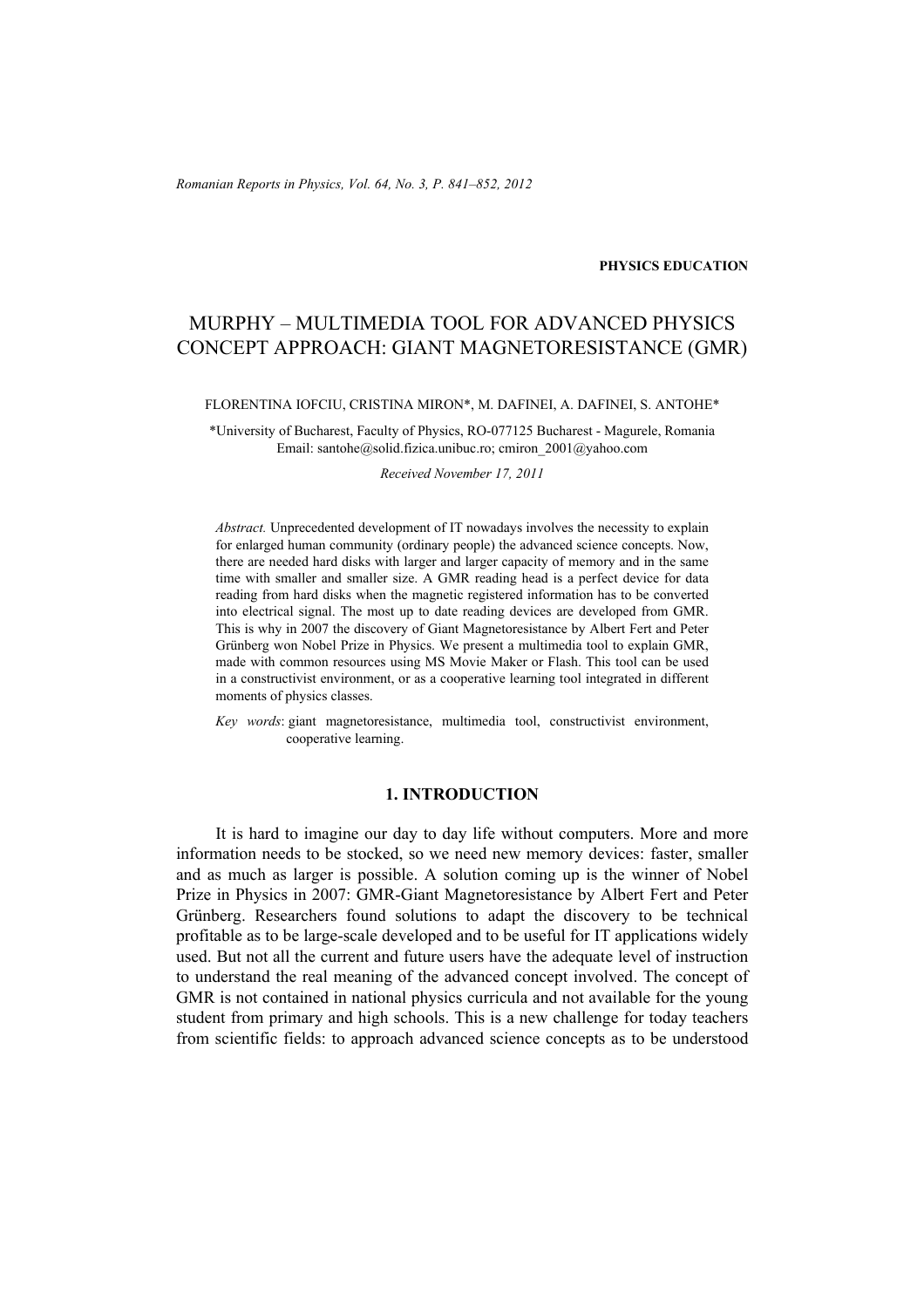**PHYSICS EDUCATION**

# MURPHY – MULTIMEDIA TOOL FOR ADVANCED PHYSICS CONCEPT APPROACH: GIANT MAGNETORESISTANCE (GMR)

FLORENTINA IOFCIU, CRISTINA MIRON*, M. DAFINEI, A. DAFINEI, S. ANTOHE*

*University of Bucharest, Faculty of Physics, RO-077125 Bucharest - Magurele, Romania
Email: santohe@solid.fizica.unibuc.ro; cmiron_2001@yahoo.com

*Received November 17, 2011*

*Abstract.* Unprecedented development of IT nowadays involves the necessity to explain for enlarged human community (ordinary people) the advanced science concepts. Now, there are needed hard disks with larger and larger capacity of memory and in the same time with smaller and smaller size. A GMR reading head is a perfect device for data reading from hard disks when the magnetic registered information has to be converted into electrical signal. The most up to date reading devices are developed from GMR. This is why in 2007 the discovery of Giant Magnetoresistance by Albert Fert and Peter Grünberg won Nobel Prize in Physics. We present a multimedia tool to explain GMR, made with common resources using MS Movie Maker or Flash. This tool can be used in a constructivist environment, or as a cooperative learning tool integrated in different moments of physics classes.

*Key words*: giant magnetoresistance, multimedia tool, constructivist environment, cooperative learning.

## 1. INTRODUCTION

It is hard to imagine our day to day life without computers. More and more information needs to be stocked, so we need new memory devices: faster, smaller and as much as larger is possible. A solution coming up is the winner of Nobel Prize in Physics in 2007: GMR-Giant Magnetoresistance by Albert Fert and Peter Grünberg. Researchers found solutions to adapt the discovery to be technical profitable as to be large-scale developed and to be useful for IT applications widely used. But not all the current and future users have the adequate level of instruction to understand the real meaning of the advanced concept involved. The concept of GMR is not contained in national physics curricula and not available for the young student from primary and high schools. This is a new challenge for today teachers from scientific fields: to approach advanced science concepts as to be understood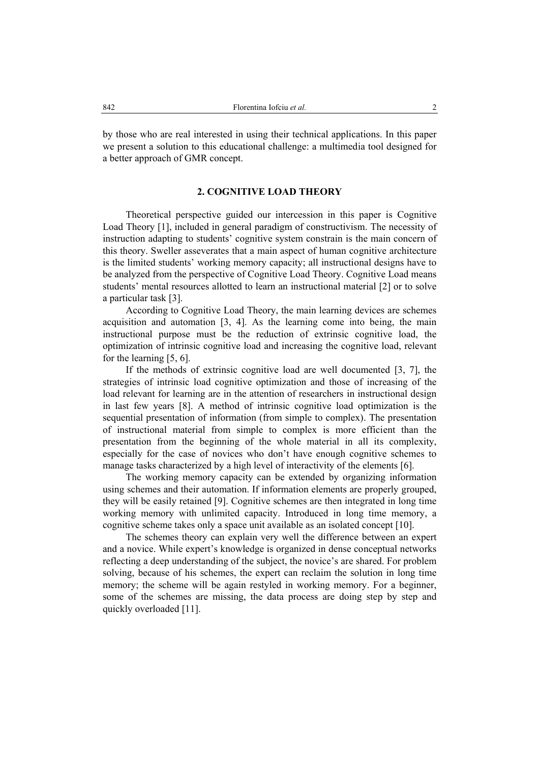by those who are real interested in using their technical applications. In this paper we present a solution to this educational challenge: a multimedia tool designed for a better approach of GMR concept.

## 2. COGNITIVE LOAD THEORY

Theoretical perspective guided our intercession in this paper is Cognitive Load Theory [1], included in general paradigm of constructivism. The necessity of instruction adapting to students' cognitive system constrain is the main concern of this theory. Sweller asseverates that a main aspect of human cognitive architecture is the limited students' working memory capacity; all instructional designs have to be analyzed from the perspective of Cognitive Load Theory. Cognitive Load means students' mental resources allotted to learn an instructional material [2] or to solve a particular task [3].

According to Cognitive Load Theory, the main learning devices are schemes acquisition and automation [3, 4]. As the learning come into being, the main instructional purpose must be the reduction of extrinsic cognitive load, the optimization of intrinsic cognitive load and increasing the cognitive load, relevant for the learning [5, 6].

If the methods of extrinsic cognitive load are well documented [3, 7], the strategies of intrinsic load cognitive optimization and those of increasing of the load relevant for learning are in the attention of researchers in instructional design in last few years [8]. A method of intrinsic cognitive load optimization is the sequential presentation of information (from simple to complex). The presentation of instructional material from simple to complex is more efficient than the presentation from the beginning of the whole material in all its complexity, especially for the case of novices who don't have enough cognitive schemes to manage tasks characterized by a high level of interactivity of the elements [6].

The working memory capacity can be extended by organizing information using schemes and their automation. If information elements are properly grouped, they will be easily retained [9]. Cognitive schemes are then integrated in long time working memory with unlimited capacity. Introduced in long time memory, a cognitive scheme takes only a space unit available as an isolated concept [10].

The schemes theory can explain very well the difference between an expert and a novice. While expert's knowledge is organized in dense conceptual networks reflecting a deep understanding of the subject, the novice's are shared. For problem solving, because of his schemes, the expert can reclaim the solution in long time memory; the scheme will be again restyled in working memory. For a beginner, some of the schemes are missing, the data process are doing step by step and quickly overloaded [11].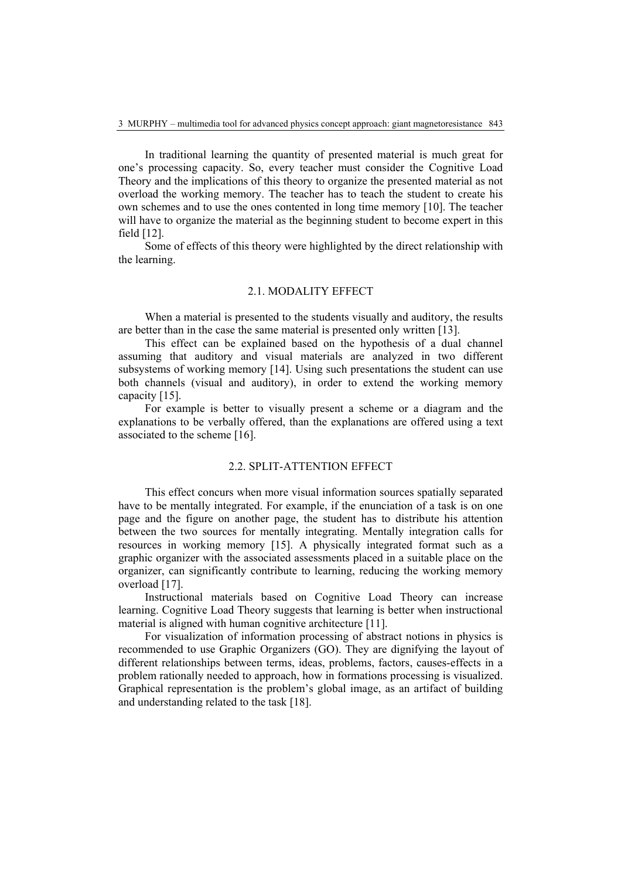In traditional learning the quantity of presented material is much great for one's processing capacity. So, every teacher must consider the Cognitive Load Theory and the implications of this theory to organize the presented material as not overload the working memory. The teacher has to teach the student to create his own schemes and to use the ones contented in long time memory [10]. The teacher will have to organize the material as the beginning student to become expert in this field [12].

Some of effects of this theory were highlighted by the direct relationship with the learning.

### 2.1. MODALITY EFFECT

When a material is presented to the students visually and auditory, the results are better than in the case the same material is presented only written [13].

This effect can be explained based on the hypothesis of a dual channel assuming that auditory and visual materials are analyzed in two different subsystems of working memory [14]. Using such presentations the student can use both channels (visual and auditory), in order to extend the working memory capacity [15].

For example is better to visually present a scheme or a diagram and the explanations to be verbally offered, than the explanations are offered using a text associated to the scheme [16].

### 2.2. SPLIT-ATTENTION EFFECT

This effect concurs when more visual information sources spatially separated have to be mentally integrated. For example, if the enunciation of a task is on one page and the figure on another page, the student has to distribute his attention between the two sources for mentally integrating. Mentally integration calls for resources in working memory [15]. A physically integrated format such as a graphic organizer with the associated assessments placed in a suitable place on the organizer, can significantly contribute to learning, reducing the working memory overload [17].

Instructional materials based on Cognitive Load Theory can increase learning. Cognitive Load Theory suggests that learning is better when instructional material is aligned with human cognitive architecture [11].

For visualization of information processing of abstract notions in physics is recommended to use Graphic Organizers (GO). They are dignifying the layout of different relationships between terms, ideas, problems, factors, causes-effects in a problem rationally needed to approach, how in formations processing is visualized. Graphical representation is the problem's global image, as an artifact of building and understanding related to the task [18].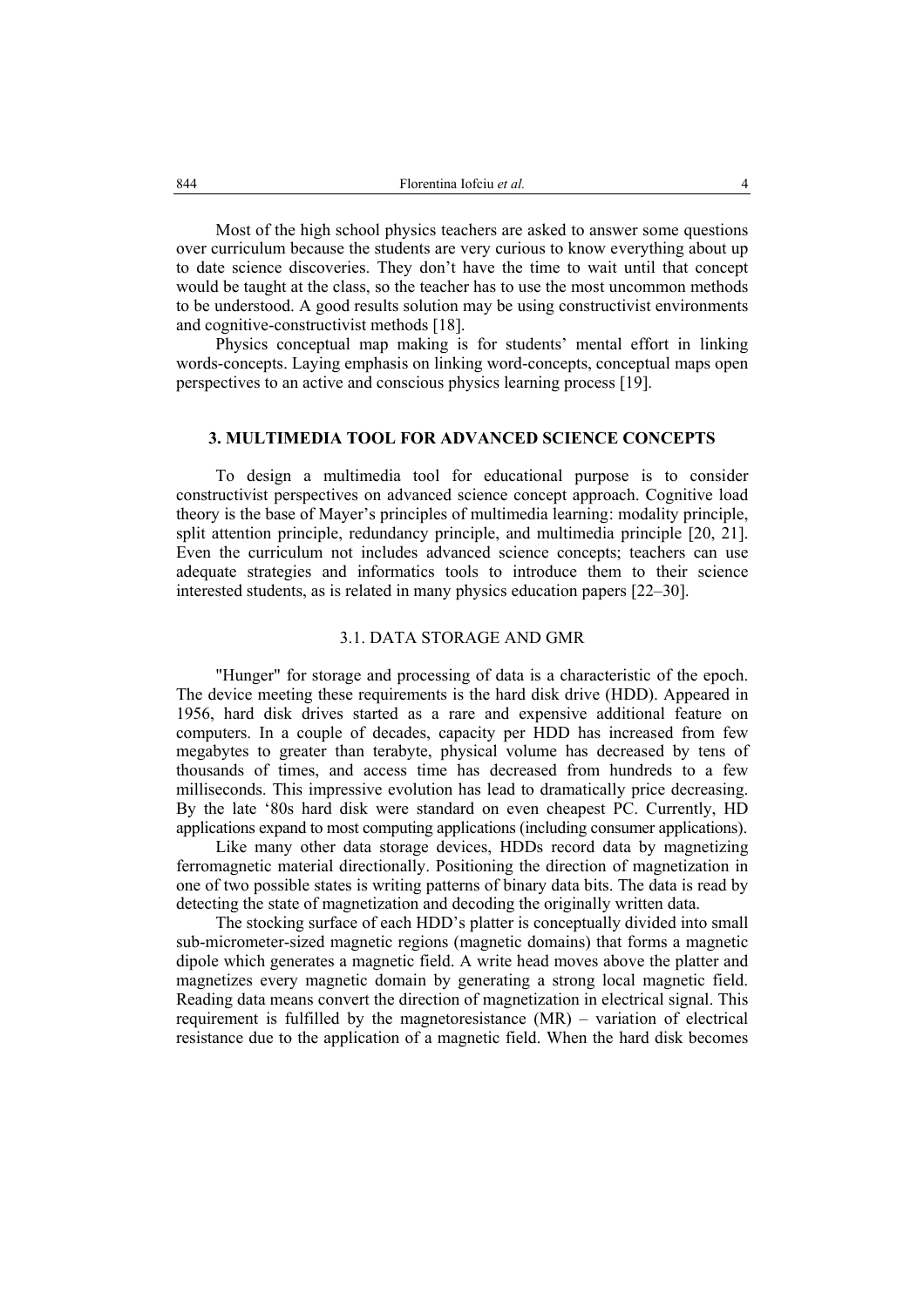Most of the high school physics teachers are asked to answer some questions over curriculum because the students are very curious to know everything about up to date science discoveries. They don't have the time to wait until that concept would be taught at the class, so the teacher has to use the most uncommon methods to be understood. A good results solution may be using constructivist environments and cognitive-constructivist methods [18].

Physics conceptual map making is for students' mental effort in linking words-concepts. Laying emphasis on linking word-concepts, conceptual maps open perspectives to an active and conscious physics learning process [19].

## 3. MULTIMEDIA TOOL FOR ADVANCED SCIENCE CONCEPTS

To design a multimedia tool for educational purpose is to consider constructivist perspectives on advanced science concept approach. Cognitive load theory is the base of Mayer's principles of multimedia learning: modality principle, split attention principle, redundancy principle, and multimedia principle [20, 21]. Even the curriculum not includes advanced science concepts; teachers can use adequate strategies and informatics tools to introduce them to their science interested students, as is related in many physics education papers [22–30].

### 3.1. DATA STORAGE AND GMR

"Hunger" for storage and processing of data is a characteristic of the epoch. The device meeting these requirements is the hard disk drive (HDD). Appeared in 1956, hard disk drives started as a rare and expensive additional feature on computers. In a couple of decades, capacity per HDD has increased from few megabytes to greater than terabyte, physical volume has decreased by tens of thousands of times, and access time has decreased from hundreds to a few milliseconds. This impressive evolution has lead to dramatically price decreasing. By the late '80s hard disk were standard on even cheapest PC. Currently, HD applications expand to most computing applications (including consumer applications).

Like many other data storage devices, HDDs record data by magnetizing ferromagnetic material directionally. Positioning the direction of magnetization in one of two possible states is writing patterns of binary data bits. The data is read by detecting the state of magnetization and decoding the originally written data.

The stocking surface of each HDD's platter is conceptually divided into small sub-micrometer-sized magnetic regions (magnetic domains) that forms a magnetic dipole which generates a magnetic field. A write head moves above the platter and magnetizes every magnetic domain by generating a strong local magnetic field. Reading data means convert the direction of magnetization in electrical signal. This requirement is fulfilled by the magnetoresistance (MR) – variation of electrical resistance due to the application of a magnetic field. When the hard disk becomes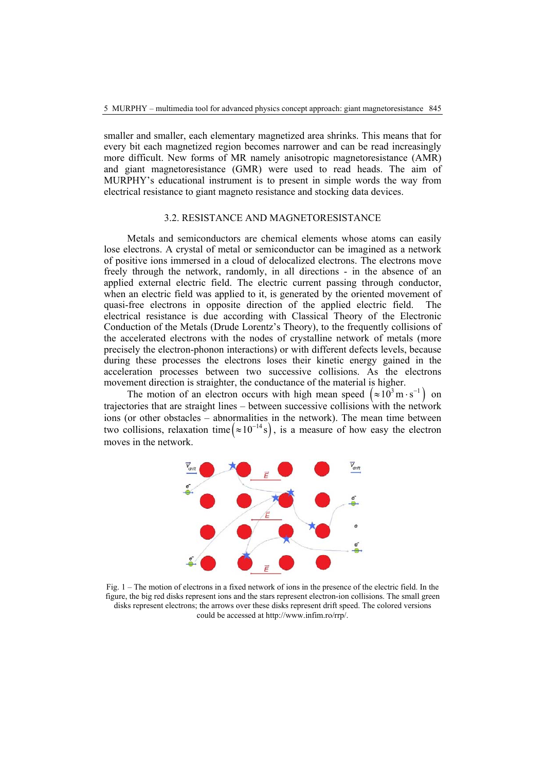smaller and smaller, each elementary magnetized area shrinks. This means that for every bit each magnetized region becomes narrower and can be read increasingly more difficult. New forms of MR namely anisotropic magnetoresistance (AMR) and giant magnetoresistance (GMR) were used to read heads. The aim of MURPHY's educational instrument is to present in simple words the way from electrical resistance to giant magneto resistance and stocking data devices.

## 3.2. RESISTANCE AND MAGNETORESISTANCE

Metals and semiconductors are chemical elements whose atoms can easily lose electrons. A crystal of metal or semiconductor can be imagined as a network of positive ions immersed in a cloud of delocalized electrons. The electrons move freely through the network, randomly, in all directions - in the absence of an applied external electric field. The electric current passing through conductor, when an electric field was applied to it, is generated by the oriented movement of quasi-free electrons in opposite direction of the applied electric field. The electrical resistance is due according with Classical Theory of the Electronic Conduction of the Metals (Drude Lorentz's Theory), to the frequently collisions of the accelerated electrons with the nodes of crystalline network of metals (more precisely the electron-phonon interactions) or with different defects levels, because during these processes the electrons loses their kinetic energy gained in the acceleration processes between two successive collisions. As the electrons movement direction is straighter, the conductance of the material is higher.

The motion of an electron occurs with high mean speed $\left(\approx 10^{3}\,\mathrm{m}\cdot\mathrm{s}^{-1}\right)$ on trajectories that are straight lines – between successive collisions with the network ions (or other obstacles – abnormalities in the network). The mean time between two collisions, relaxation time $\left(\approx 10^{-14}\,\mathrm{s}\right)$, is a measure of how easy the electron moves in the network.

Fig. 1 – The motion of electrons in a fixed network of ions in the presence of the electric field. In the figure, the big red disks represent ions and the stars represent electron-ion collisions. The small green disks represent electrons; the arrows over these disks represent drift speed. The colored versions could be accessed at http://www.infim.ro/rrp/.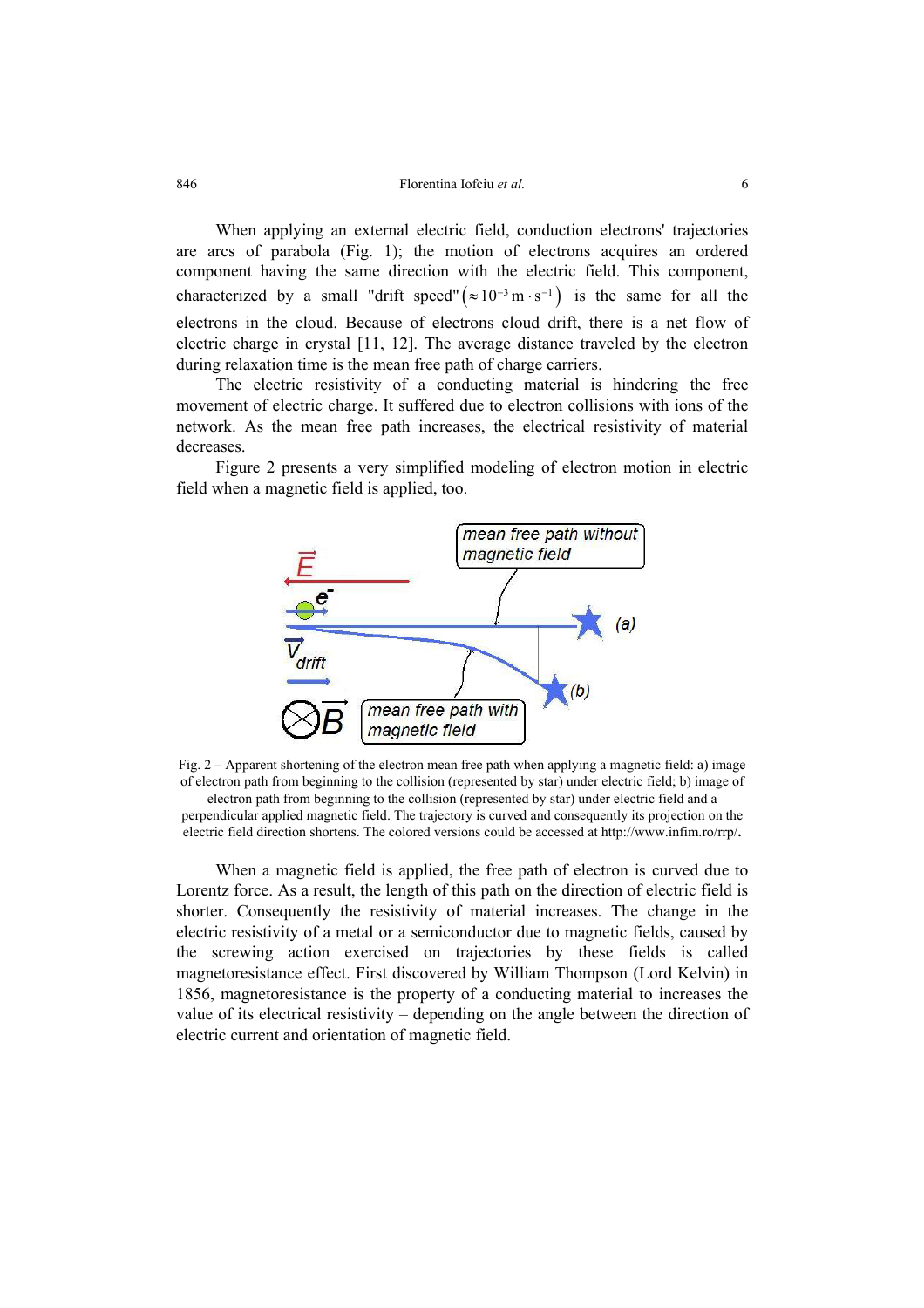When applying an external electric field, conduction electrons' trajectories are arcs of parabola (Fig. 1); the motion of electrons acquires an ordered component having the same direction with the electric field. This component, characterized by a small "drift speed" $\left(\approx 10^{-3}\,\mathrm{m\cdot s^{-1}}\right)$ is the same for all the electrons in the cloud. Because of electrons cloud drift, there is a net flow of electric charge in crystal [11, 12]. The average distance traveled by the electron during relaxation time is the mean free path of charge carriers.

The electric resistivity of a conducting material is hindering the free movement of electric charge. It suffered due to electron collisions with ions of the network. As the mean free path increases, the electrical resistivity of material decreases.

Figure 2 presents a very simplified modeling of electron motion in electric field when a magnetic field is applied, too.

Fig. 2 – Apparent shortening of the electron mean free path when applying a magnetic field: a) image of electron path from beginning to the collision (represented by star) under electric field; b) image of electron path from beginning to the collision (represented by star) under electric field and a perpendicular applied magnetic field. The trajectory is curved and consequently its projection on the electric field direction shortens. The colored versions could be accessed at http://www.infim.ro/rrp/.

When a magnetic field is applied, the free path of electron is curved due to Lorentz force. As a result, the length of this path on the direction of electric field is shorter. Consequently the resistivity of material increases. The change in the electric resistivity of a metal or a semiconductor due to magnetic fields, caused by the screwing action exercised on trajectories by these fields is called magnetoresistance effect. First discovered by William Thompson (Lord Kelvin) in 1856, magnetoresistance is the property of a conducting material to increases the value of its electrical resistivity – depending on the angle between the direction of electric current and orientation of magnetic field.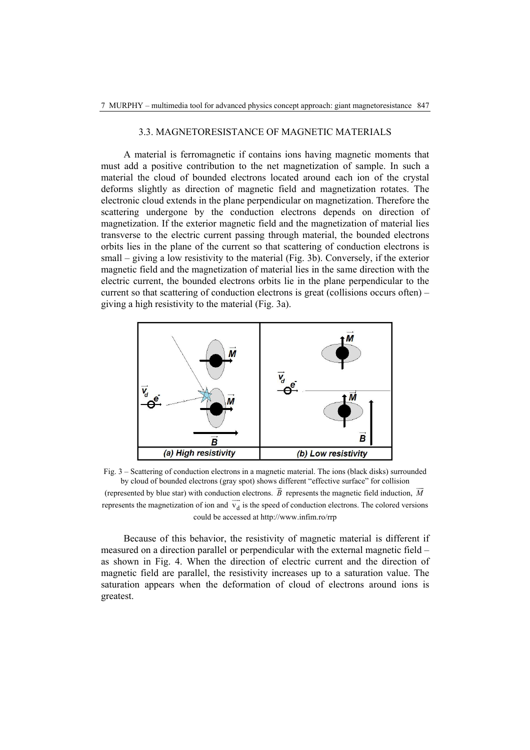### 3.3. MAGNETORESISTANCE OF MAGNETIC MATERIALS

A material is ferromagnetic if contains ions having magnetic moments that must add a positive contribution to the net magnetization of sample. In such a material the cloud of bounded electrons located around each ion of the crystal deforms slightly as direction of magnetic field and magnetization rotates. The electronic cloud extends in the plane perpendicular on magnetization. Therefore the scattering undergone by the conduction electrons depends on direction of magnetization. If the exterior magnetic field and the magnetization of material lies transverse to the electric current passing through material, the bounded electrons orbits lies in the plane of the current so that scattering of conduction electrons is small – giving a low resistivity to the material (Fig. 3b). Conversely, if the exterior magnetic field and the magnetization of material lies in the same direction with the electric current, the bounded electrons orbits lie in the plane perpendicular to the current so that scattering of conduction electrons is great (collisions occurs often) – giving a high resistivity to the material (Fig. 3a).

Fig. 3 – Scattering of conduction electrons in a magnetic material. The ions (black disks) surrounded by cloud of bounded electrons (gray spot) shows different "effective surface" for collision (represented by blue star) with conduction electrons. $\vec{B}$ represents the magnetic field induction, $\vec{M}$ represents the magnetization of ion and $\vec{v}_d$ is the speed of conduction electrons. The colored versions could be accessed at http://www.infim.ro/rrp

Because of this behavior, the resistivity of magnetic material is different if measured on a direction parallel or perpendicular with the external magnetic field – as shown in Fig. 4. When the direction of electric current and the direction of magnetic field are parallel, the resistivity increases up to a saturation value. The saturation appears when the deformation of cloud of electrons around ions is greatest.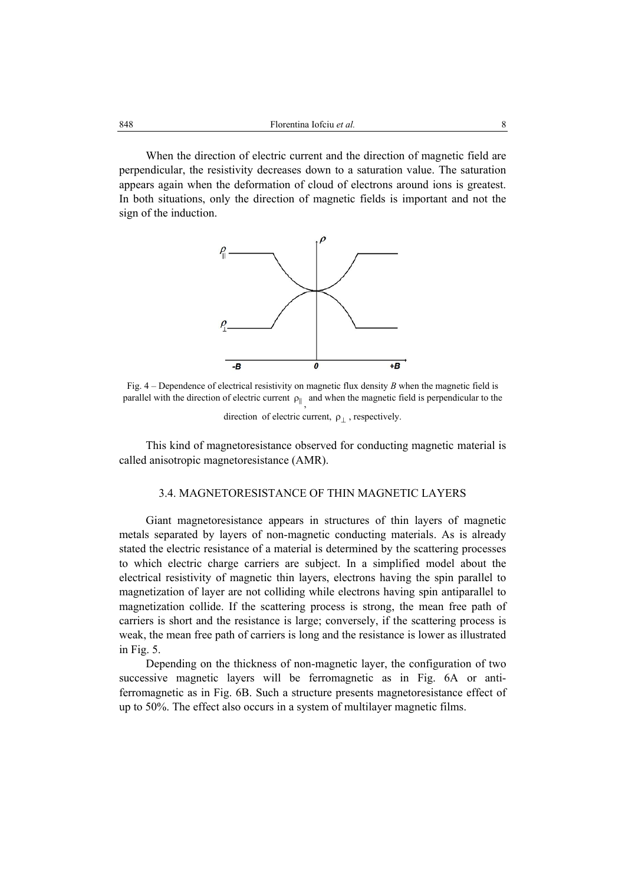When the direction of electric current and the direction of magnetic field are perpendicular, the resistivity decreases down to a saturation value. The saturation appears again when the deformation of cloud of electrons around ions is greatest. In both situations, only the direction of magnetic fields is important and not the sign of the induction.

Fig. 4 – Dependence of electrical resistivity on magnetic flux density *B* when the magnetic field is parallel with the direction of electric current $\rho_{\parallel}$, and when the magnetic field is perpendicular to the direction of electric current, $\rho_{\perp}$, respectively.

This kind of magnetoresistance observed for conducting magnetic material is called anisotropic magnetoresistance (AMR).

### 3.4. MAGNETORESISTANCE OF THIN MAGNETIC LAYERS

Giant magnetoresistance appears in structures of thin layers of magnetic metals separated by layers of non-magnetic conducting materials. As is already stated the electric resistance of a material is determined by the scattering processes to which electric charge carriers are subject. In a simplified model about the electrical resistivity of magnetic thin layers, electrons having the spin parallel to magnetization of layer are not colliding while electrons having spin antiparallel to magnetization collide. If the scattering process is strong, the mean free path of carriers is short and the resistance is large; conversely, if the scattering process is weak, the mean free path of carriers is long and the resistance is lower as illustrated in Fig. 5.

Depending on the thickness of non-magnetic layer, the configuration of two successive magnetic layers will be ferromagnetic as in Fig. 6A or anti-ferromagnetic as in Fig. 6B. Such a structure presents magnetoresistance effect of up to 50%. The effect also occurs in a system of multilayer magnetic films.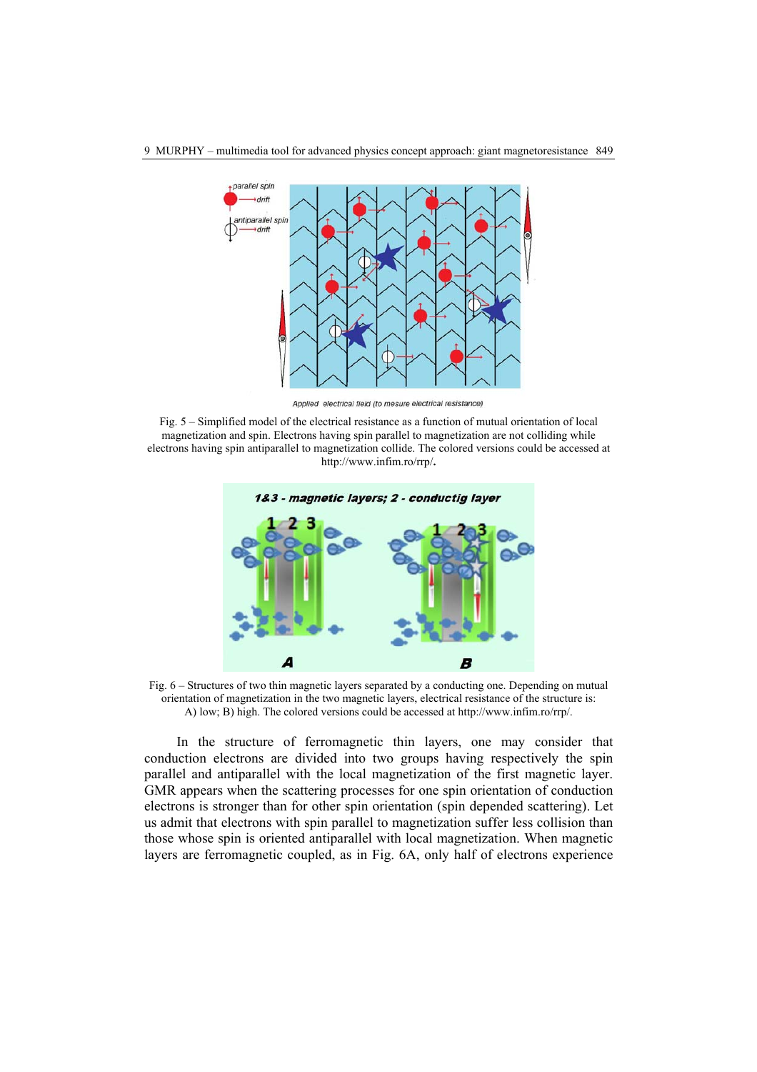Fig. 5 – Simplified model of the electrical resistance as a function of mutual orientation of local magnetization and spin. Electrons having spin parallel to magnetization are not colliding while electrons having spin antiparallel to magnetization collide. The colored versions could be accessed at http://www.infim.ro/rrp/.

Fig. 6 – Structures of two thin magnetic layers separated by a conducting one. Depending on mutual orientation of magnetization in the two magnetic layers, electrical resistance of the structure is: A) low; B) high. The colored versions could be accessed at http://www.infim.ro/rrp/.

In the structure of ferromagnetic thin layers, one may consider that conduction electrons are divided into two groups having respectively the spin parallel and antiparallel with the local magnetization of the first magnetic layer. GMR appears when the scattering processes for one spin orientation of conduction electrons is stronger than for other spin orientation (spin depended scattering). Let us admit that electrons with spin parallel to magnetization suffer less collision than those whose spin is oriented antiparallel with local magnetization. When magnetic layers are ferromagnetic coupled, as in Fig. 6A, only half of electrons experience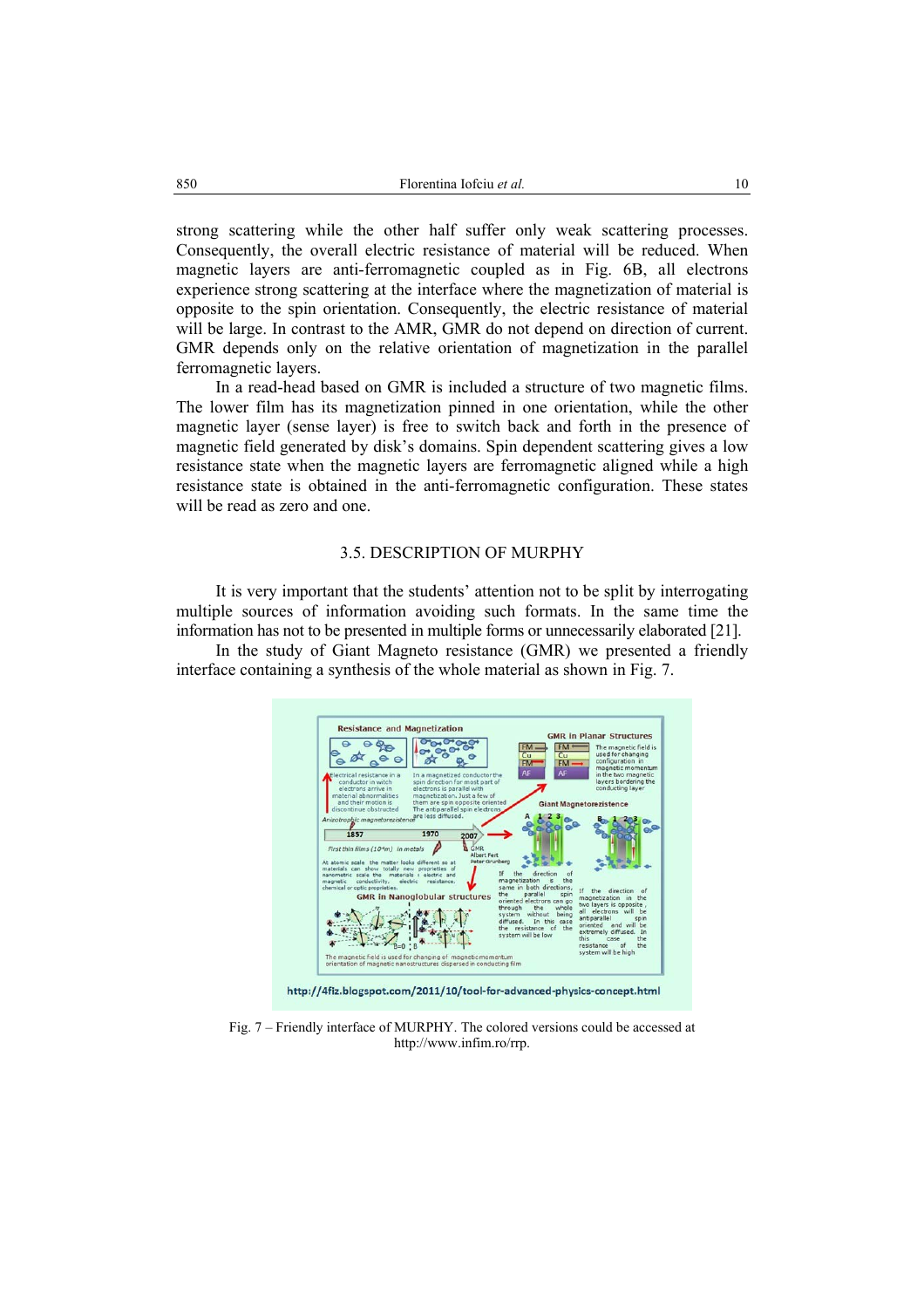strong scattering while the other half suffer only weak scattering processes. Consequently, the overall electric resistance of material will be reduced. When magnetic layers are anti-ferromagnetic coupled as in Fig. 6B, all electrons experience strong scattering at the interface where the magnetization of material is opposite to the spin orientation. Consequently, the electric resistance of material will be large. In contrast to the AMR, GMR do not depend on direction of current. GMR depends only on the relative orientation of magnetization in the parallel ferromagnetic layers.

In a read-head based on GMR is included a structure of two magnetic films. The lower film has its magnetization pinned in one orientation, while the other magnetic layer (sense layer) is free to switch back and forth in the presence of magnetic field generated by disk's domains. Spin dependent scattering gives a low resistance state when the magnetic layers are ferromagnetic aligned while a high resistance state is obtained in the anti-ferromagnetic configuration. These states will be read as zero and one.

### 3.5. DESCRIPTION OF MURPHY

It is very important that the students' attention not to be split by interrogating multiple sources of information avoiding such formats. In the same time the information has not to be presented in multiple forms or unnecessarily elaborated [21].

In the study of Giant Magneto resistance (GMR) we presented a friendly interface containing a synthesis of the whole material as shown in Fig. 7.

Fig. 7 – Friendly interface of MURPHY. The colored versions could be accessed at http://www.infim.ro/rrp.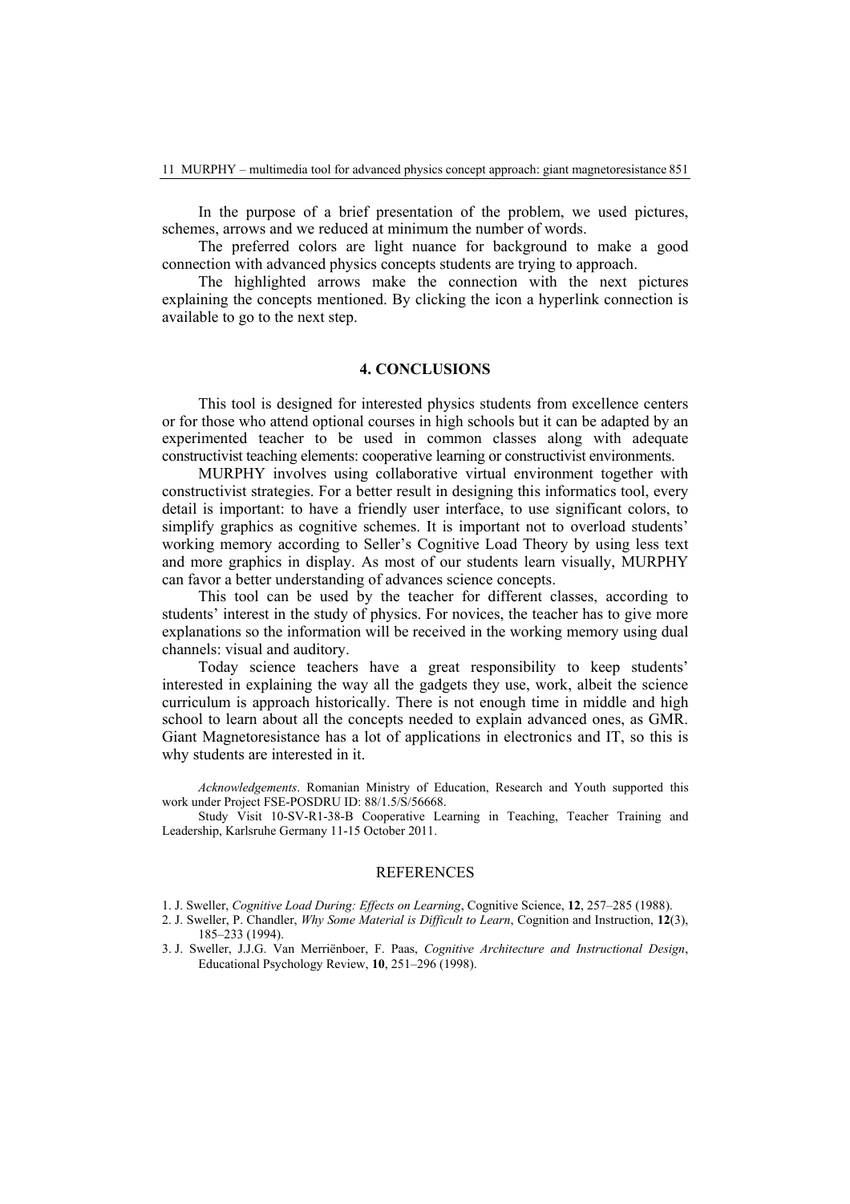In the purpose of a brief presentation of the problem, we used pictures, schemes, arrows and we reduced at minimum the number of words.

The preferred colors are light nuance for background to make a good connection with advanced physics concepts students are trying to approach.

The highlighted arrows make the connection with the next pictures explaining the concepts mentioned. By clicking the icon a hyperlink connection is available to go to the next step.

## 4. CONCLUSIONS

This tool is designed for interested physics students from excellence centers or for those who attend optional courses in high schools but it can be adapted by an experimented teacher to be used in common classes along with adequate constructivist teaching elements: cooperative learning or constructivist environments.

MURPHY involves using collaborative virtual environment together with constructivist strategies. For a better result in designing this informatics tool, every detail is important: to have a friendly user interface, to use significant colors, to simplify graphics as cognitive schemes. It is important not to overload students' working memory according to Seller's Cognitive Load Theory by using less text and more graphics in display. As most of our students learn visually, MURPHY can favor a better understanding of advances science concepts.

This tool can be used by the teacher for different classes, according to students' interest in the study of physics. For novices, the teacher has to give more explanations so the information will be received in the working memory using dual channels: visual and auditory.

Today science teachers have a great responsibility to keep students' interested in explaining the way all the gadgets they use, work, albeit the science curriculum is approach historically. There is not enough time in middle and high school to learn about all the concepts needed to explain advanced ones, as GMR. Giant Magnetoresistance has a lot of applications in electronics and IT, so this is why students are interested in it.

*Acknowledgements*. Romanian Ministry of Education, Research and Youth supported this work under Project FSE-POSDRU ID: 88/1.5/S/56668.

Study Visit 10-SV-R1-38-B Cooperative Learning in Teaching, Teacher Training and Leadership, Karlsruhe Germany 11-15 October 2011.

## REFERENCES

1. J. Sweller, *Cognitive Load During: Effects on Learning*, Cognitive Science, **12**, 257–285 (1988).
2. J. Sweller, P. Chandler, *Why Some Material is Difficult to Learn*, Cognition and Instruction, **12**(3), 185–233 (1994).
3. J. Sweller, J.J.G. Van Merriënboer, F. Paas, *Cognitive Architecture and Instructional Design*, Educational Psychology Review, **10**, 251–296 (1998).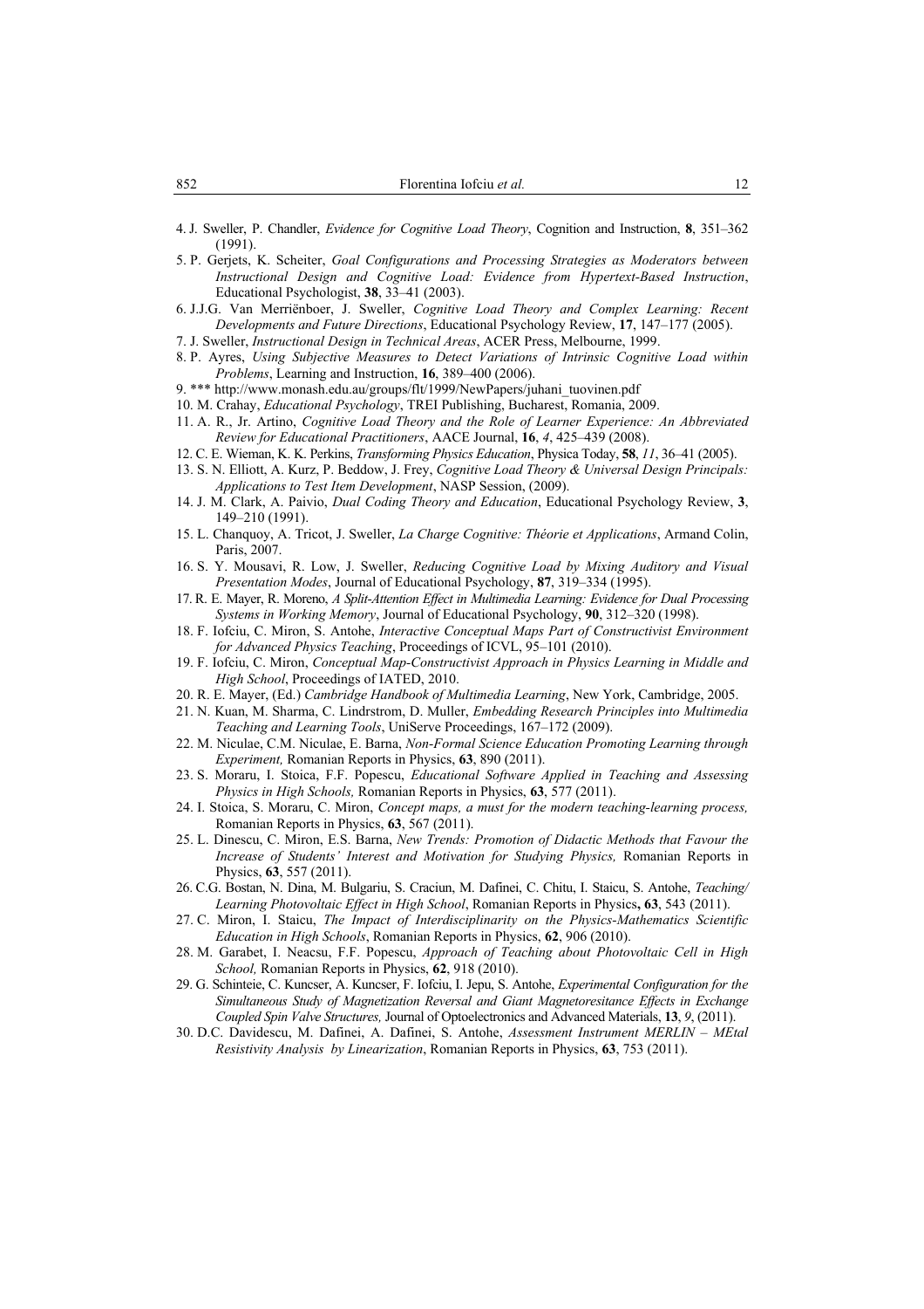4. J. Sweller, P. Chandler, *Evidence for Cognitive Load Theory*, Cognition and Instruction, **8**, 351–362 (1991).
5. P. Gerjets, K. Scheiter, *Goal Configurations and Processing Strategies as Moderators between Instructional Design and Cognitive Load: Evidence from Hypertext-Based Instruction*, Educational Psychologist, **38**, 33–41 (2003).
6. J.J.G. Van Merriënboer, J. Sweller, *Cognitive Load Theory and Complex Learning: Recent Developments and Future Directions*, Educational Psychology Review, **17**, 147–177 (2005).
7. J. Sweller, *Instructional Design in Technical Areas*, ACER Press, Melbourne, 1999.
8. P. Ayres, *Using Subjective Measures to Detect Variations of Intrinsic Cognitive Load within Problems*, Learning and Instruction, **16**, 389–400 (2006).
9. *** http://www.monash.edu.au/groups/flt/1999/NewPapers/juhani_tuovinen.pdf
10. M. Crahay, *Educational Psychology*, TREI Publishing, Bucharest, Romania, 2009.
11. A. R., Jr. Artino, *Cognitive Load Theory and the Role of Learner Experience: An Abbreviated Review for Educational Practitioners*, AACE Journal, **16**, *4*, 425–439 (2008).
12. C. E. Wieman, K. K. Perkins, *Transforming Physics Education*, Physica Today, **58**, *11*, 36–41 (2005).
13. S. N. Elliott, A. Kurz, P. Beddow, J. Frey, *Cognitive Load Theory & Universal Design Principals: Applications to Test Item Development*, NASP Session, (2009).
14. J. M. Clark, A. Paivio, *Dual Coding Theory and Education*, Educational Psychology Review, **3**, 149–210 (1991).
15. L. Chanquoy, A. Tricot, J. Sweller, *La Charge Cognitive: Théorie et Applications*, Armand Colin, Paris, 2007.
16. S. Y. Mousavi, R. Low, J. Sweller, *Reducing Cognitive Load by Mixing Auditory and Visual Presentation Modes*, Journal of Educational Psychology, **87**, 319–334 (1995).
17. R. E. Mayer, R. Moreno, *A Split-Attention Effect in Multimedia Learning: Evidence for Dual Processing Systems in Working Memory*, Journal of Educational Psychology, **90**, 312–320 (1998).
18. F. Iofciu, C. Miron, S. Antohe, *Interactive Conceptual Maps Part of Constructivist Environment for Advanced Physics Teaching*, Proceedings of ICVL, 95–101 (2010).
19. F. Iofciu, C. Miron, *Conceptual Map-Constructivist Approach in Physics Learning in Middle and High School*, Proceedings of IATED, 2010.
20. R. E. Mayer, (Ed.) *Cambridge Handbook of Multimedia Learning*, New York, Cambridge, 2005.
21. N. Kuan, M. Sharma, C. Lindrstrom, D. Muller, *Embedding Research Principles into Multimedia Teaching and Learning Tools*, UniServe Proceedings, 167–172 (2009).
22. M. Niculae, C.M. Niculae, E. Barna, *Non-Formal Science Education Promoting Learning through Experiment,* Romanian Reports in Physics, **63**, 890 (2011).
23. S. Moraru, I. Stoica, F.F. Popescu, *Educational Software Applied in Teaching and Assessing Physics in High Schools,* Romanian Reports in Physics, **63**, 577 (2011).
24. I. Stoica, S. Moraru, C. Miron, *Concept maps, a must for the modern teaching-learning process,* Romanian Reports in Physics, **63**, 567 (2011).
25. L. Dinescu, C. Miron, E.S. Barna, *New Trends: Promotion of Didactic Methods that Favour the Increase of Students' Interest and Motivation for Studying Physics,* Romanian Reports in Physics, **63**, 557 (2011).
26. C.G. Bostan, N. Dina, M. Bulgariu, S. Craciun, M. Dafinei, C. Chitu, I. Staicu, S. Antohe, *Teaching/ Learning Photovoltaic Effect in High School*, Romanian Reports in Physics**, 63**, 543 (2011).
27. C. Miron, I. Staicu, *The Impact of Interdisciplinarity on the Physics-Mathematics Scientific Education in High Schools*, Romanian Reports in Physics, **62**, 906 (2010).
28. M. Garabet, I. Neacsu, F.F. Popescu, *Approach of Teaching about Photovoltaic Cell in High School,* Romanian Reports in Physics, **62**, 918 (2010).
29. G. Schinteie, C. Kuncser, A. Kuncser, F. Iofciu, I. Jepu, S. Antohe, *Experimental Configuration for the Simultaneous Study of Magnetization Reversal and Giant Magnetoresitance Effects in Exchange Coupled Spin Valve Structures,* Journal of Optoelectronics and Advanced Materials, **13**, *9*, (2011).
30. D.C. Davidescu, M. Dafinei, A. Dafinei, S. Antohe, *Assessment Instrument MERLIN – MEtal Resistivity Analysis by Linearization*, Romanian Reports in Physics, **63**, 753 (2011).